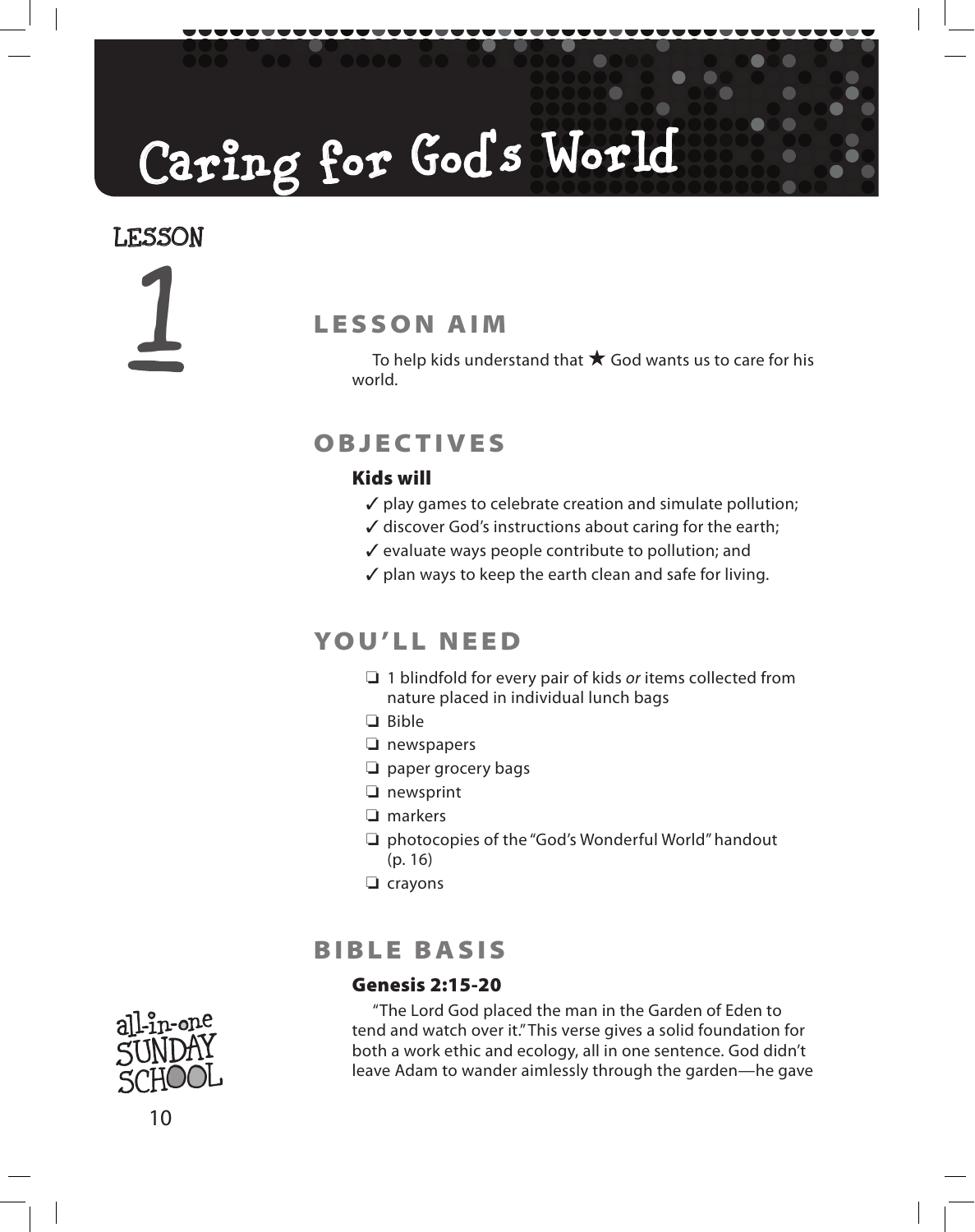# Caring for God's World

LESSON

1

## LESSON AIM

To help kids understand that ★ God wants us to care for his world.

## OBJECTIVES

### Kids will

- ✓ play games to celebrate creation and simulate pollution;
- ✓ discover God's instructions about caring for the earth;
- ✓ evaluate ways people contribute to pollution; and
- ✓ plan ways to keep the earth clean and safe for living.

## YOU'LL NEED

- ❑ 1 blindfold for every pair of kids *or* items collected from nature placed in individual lunch bags
- ❑ Bible
- ❑ newspapers
- ❑ paper grocery bags
- ❑ newsprint
- ❑ markers
- ❑ photocopies of the "God's Wonderful World" handout (p. 16)
- ❑ crayons

## BIBLE BASIS

### Genesis 2:15-20

"The Lord God placed the man in the Garden of Eden to tend and watch over it." This verse gives a solid foundation for both a work ethic and ecology, all in one sentence. God didn't leave Adam to wander aimlessly through the garden—he gave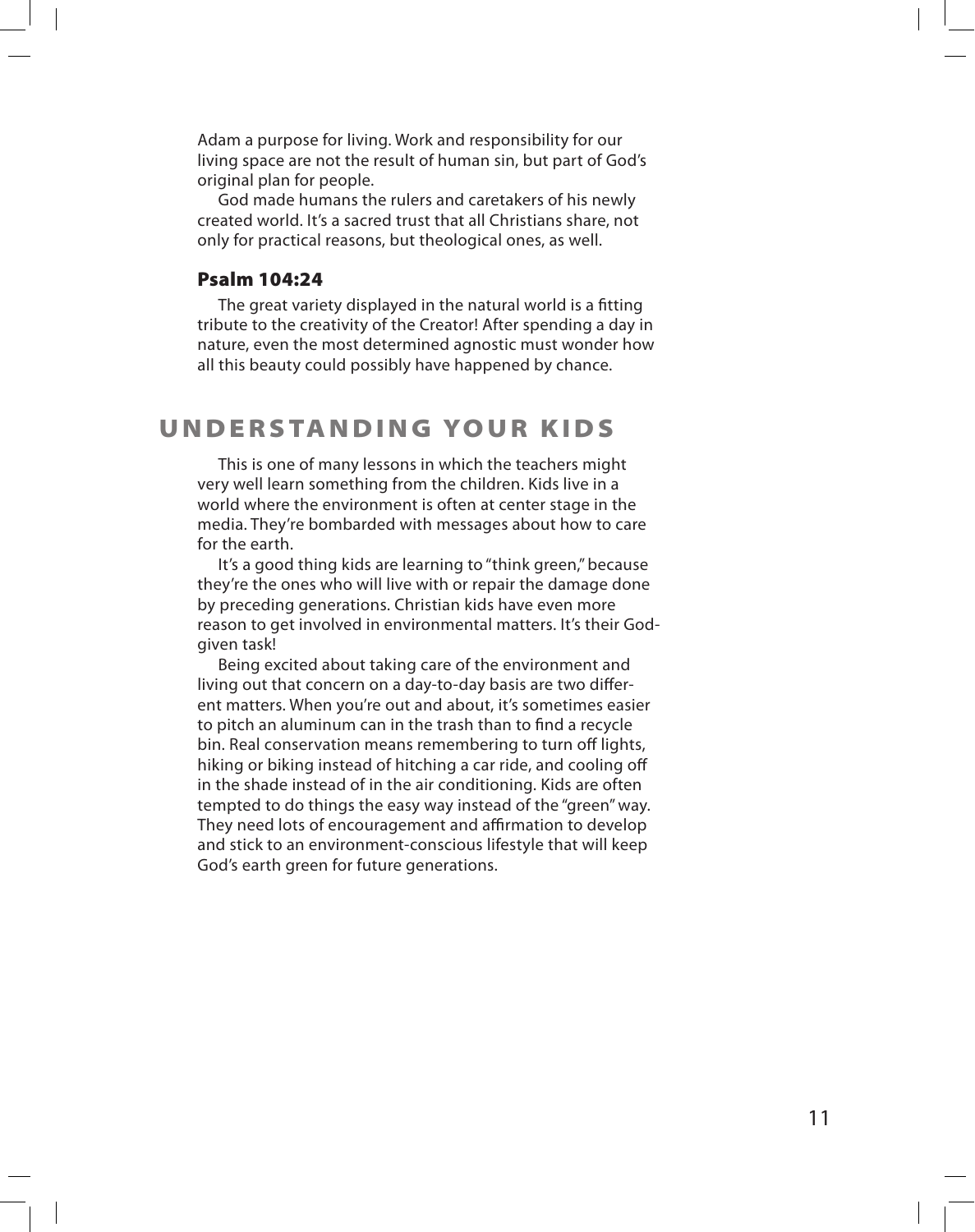Adam a purpose for living. Work and responsibility for our living space are not the result of human sin, but part of God's original plan for people.

God made humans the rulers and caretakers of his newly created world. It's a sacred trust that all Christians share, not only for practical reasons, but theological ones, as well.

### Psalm 104:24

The great variety displayed in the natural world is a fitting tribute to the creativity of the Creator! After spending a day in nature, even the most determined agnostic must wonder how all this beauty could possibly have happened by chance.

## UNDERSTANDING YOUR KIDS

This is one of many lessons in which the teachers might very well learn something from the children. Kids live in a world where the environment is often at center stage in the media. They're bombarded with messages about how to care for the earth.

It's a good thing kids are learning to "think green," because they're the ones who will live with or repair the damage done by preceding generations. Christian kids have even more reason to get involved in environmental matters. It's their God-given task!

Being excited about taking care of the environment and living out that concern on a day-to-day basis are two different matters. When you're out and about, it's sometimes easier to pitch an aluminum can in the trash than to find a recycle bin. Real conservation means remembering to turn off lights, hiking or biking instead of hitching a car ride, and cooling off in the shade instead of in the air conditioning. Kids are often tempted to do things the easy way instead of the "green" way. They need lots of encouragement and affirmation to develop and stick to an environment-conscious lifestyle that will keep God's earth green for future generations.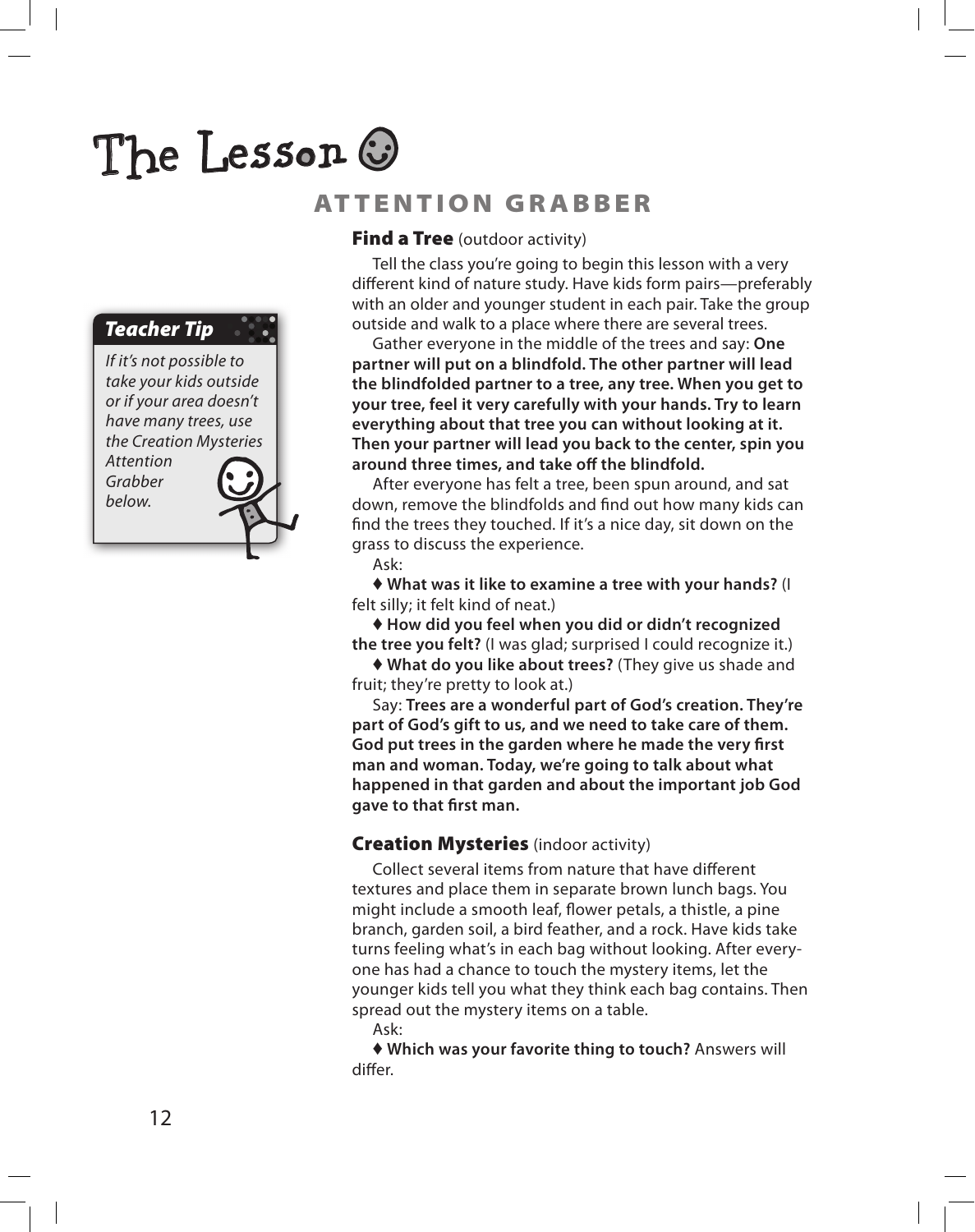# The Lesson

## ATTENTION GRABBER

### Find a Tree (outdoor activity)

Tell the class you're going to begin this lesson with a very different kind of nature study. Have kids form pairs—preferably with an older and younger student in each pair. Take the group outside and walk to a place where there are several trees.

Gather everyone in the middle of the trees and say: **One partner will put on a blindfold. The other partner will lead the blindfolded partner to a tree, any tree. When you get to your tree, feel it very carefully with your hands. Try to learn everything about that tree you can without looking at it. Then your partner will lead you back to the center, spin you around three times, and take off the blindfold.**

After everyone has felt a tree, been spun around, and sat down, remove the blindfolds and find out how many kids can find the trees they touched. If it's a nice day, sit down on the grass to discuss the experience.

Ask:

♦ **What was it like to examine a tree with your hands?** (I felt silly; it felt kind of neat.)

♦ **How did you feel when you did or didn't recognized the tree you felt?** (I was glad; surprised I could recognize it.)

♦ **What do you like about trees?** (They give us shade and fruit; they're pretty to look at.)

Say: **Trees are a wonderful part of God's creation. They're part of God's gift to us, and we need to take care of them. God put trees in the garden where he made the very first man and woman. Today, we're going to talk about what happened in that garden and about the important job God gave to that first man.**

> ***Teacher Tip***
>
> *If it's not possible to take your kids outside or if your area doesn't have many trees, use the Creation Mysteries Attention Grabber below.*

### Creation Mysteries (indoor activity)

Collect several items from nature that have different textures and place them in separate brown lunch bags. You might include a smooth leaf, flower petals, a thistle, a pine branch, garden soil, a bird feather, and a rock. Have kids take turns feeling what's in each bag without looking. After everyone has had a chance to touch the mystery items, let the younger kids tell you what they think each bag contains. Then spread out the mystery items on a table.

Ask:

♦ **Which was your favorite thing to touch?** Answers will differ.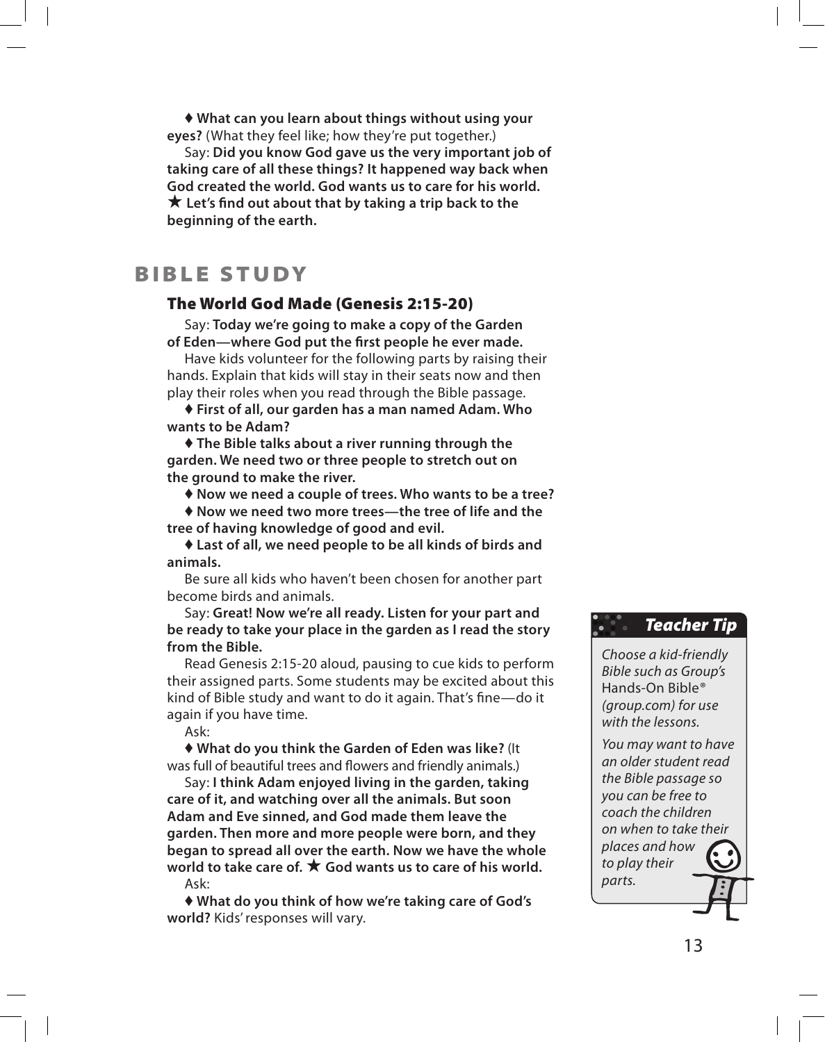♦ **What can you learn about things without using your eyes?** (What they feel like; how they're put together.)

Say: **Did you know God gave us the very important job of taking care of all these things? It happened way back when God created the world. God wants us to care for his world. ★ Let's find out about that by taking a trip back to the beginning of the earth.**

# BIBLE STUDY

## The World God Made (Genesis 2:15-20)

Say: **Today we're going to make a copy of the Garden of Eden—where God put the first people he ever made.**

Have kids volunteer for the following parts by raising their hands. Explain that kids will stay in their seats now and then play their roles when you read through the Bible passage.

♦ **First of all, our garden has a man named Adam. Who wants to be Adam?**

♦ **The Bible talks about a river running through the garden. We need two or three people to stretch out on the ground to make the river.**

♦ **Now we need a couple of trees. Who wants to be a tree?**

♦ **Now we need two more trees—the tree of life and the tree of having knowledge of good and evil.**

♦ **Last of all, we need people to be all kinds of birds and animals.**

Be sure all kids who haven't been chosen for another part become birds and animals.

Say: **Great! Now we're all ready. Listen for your part and be ready to take your place in the garden as I read the story from the Bible.**

Read Genesis 2:15-20 aloud, pausing to cue kids to perform their assigned parts. Some students may be excited about this kind of Bible study and want to do it again. That's fine—do it again if you have time.

Ask:

♦ **What do you think the Garden of Eden was like?** (It was full of beautiful trees and flowers and friendly animals.)

Say: **I think Adam enjoyed living in the garden, taking care of it, and watching over all the animals. But soon Adam and Eve sinned, and God made them leave the garden. Then more and more people were born, and they began to spread all over the earth. Now we have the whole world to take care of. ★ God wants us to care of his world.**

Ask:

♦ **What do you think of how we're taking care of God's world?** Kids' responses will vary.

> **Teacher Tip**
>
> *Choose a kid-friendly Bible such as Group's* Hands-On Bible® *(group.com) for use with the lessons.*
>
> *You may want to have an older student read the Bible passage so you can be free to coach the children on when to take their places and how to play their parts.*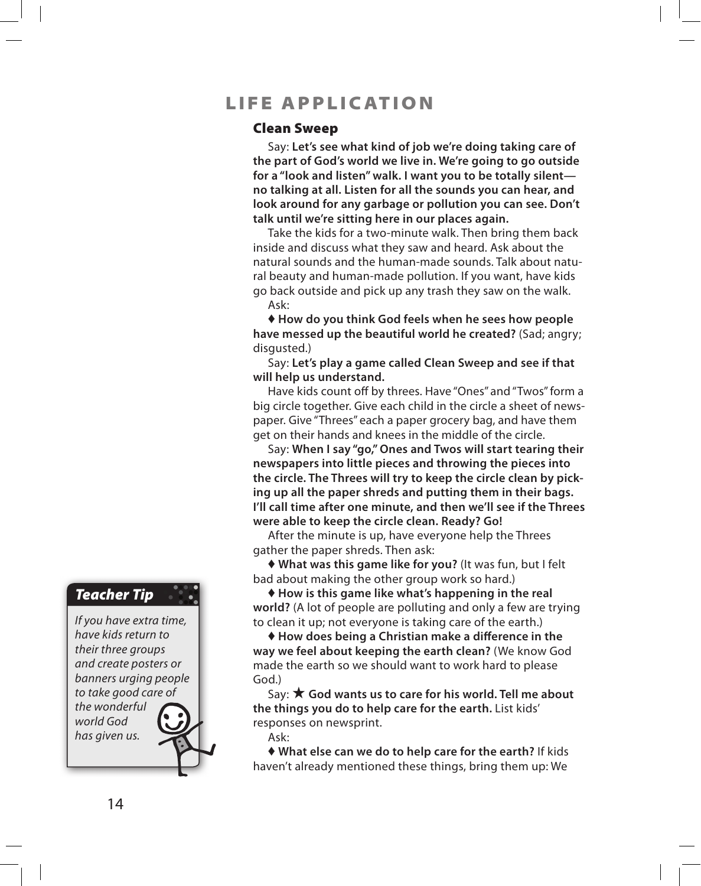# LIFE APPLICATION

## Clean Sweep

Say: **Let's see what kind of job we're doing taking care of the part of God's world we live in. We're going to go outside for a "look and listen" walk. I want you to be totally silent—no talking at all. Listen for all the sounds you can hear, and look around for any garbage or pollution you can see. Don't talk until we're sitting here in our places again.**

Take the kids for a two-minute walk. Then bring them back inside and discuss what they saw and heard. Ask about the natural sounds and the human-made sounds. Talk about natural beauty and human-made pollution. If you want, have kids go back outside and pick up any trash they saw on the walk.

Ask:

♦ **How do you think God feels when he sees how people have messed up the beautiful world he created?** (Sad; angry; disgusted.)

Say: **Let's play a game called Clean Sweep and see if that will help us understand.**

Have kids count off by threes. Have "Ones" and "Twos" form a big circle together. Give each child in the circle a sheet of newspaper. Give "Threes" each a paper grocery bag, and have them get on their hands and knees in the middle of the circle.

Say: **When I say "go," Ones and Twos will start tearing their newspapers into little pieces and throwing the pieces into the circle. The Threes will try to keep the circle clean by picking up all the paper shreds and putting them in their bags. I'll call time after one minute, and then we'll see if the Threes were able to keep the circle clean. Ready? Go!**

After the minute is up, have everyone help the Threes gather the paper shreds. Then ask:

♦ **What was this game like for you?** (It was fun, but I felt bad about making the other group work so hard.)

♦ **How is this game like what's happening in the real world?** (A lot of people are polluting and only a few are trying to clean it up; not everyone is taking care of the earth.)

♦ **How does being a Christian make a difference in the way we feel about keeping the earth clean?** (We know God made the earth so we should want to work hard to please God.)

Say: ★ **God wants us to care for his world. Tell me about the things you do to help care for the earth.** List kids' responses on newsprint.

Ask:

♦ **What else can we do to help care for the earth?** If kids haven't already mentioned these things, bring them up: We

> ***Teacher Tip***
>
> *If you have extra time, have kids return to their three groups and create posters or banners urging people to take good care of the wonderful world God has given us.*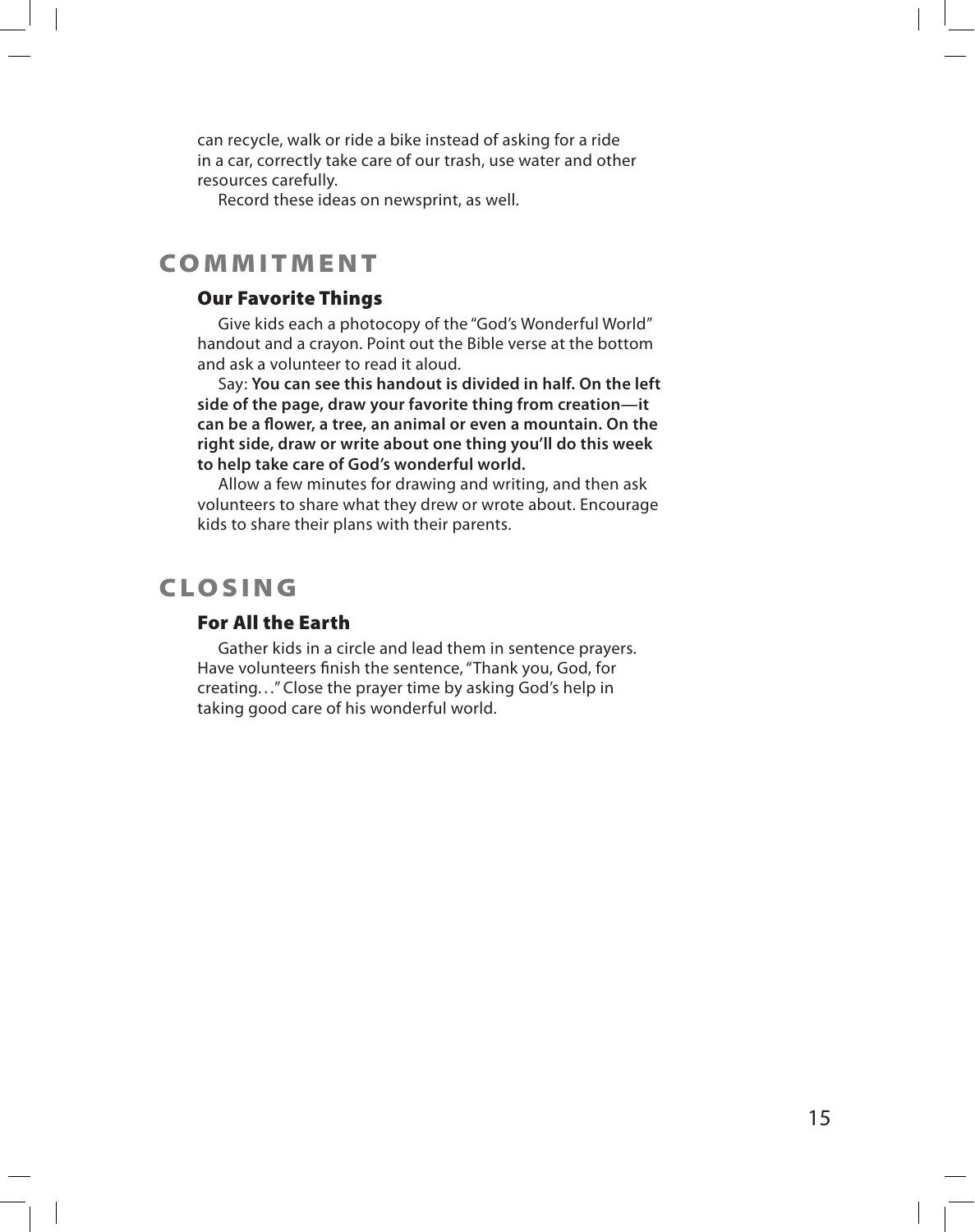can recycle, walk or ride a bike instead of asking for a ride in a car, correctly take care of our trash, use water and other resources carefully.

Record these ideas on newsprint, as well.

## COMMITMENT

### Our Favorite Things

Give kids each a photocopy of the "God's Wonderful World" handout and a crayon. Point out the Bible verse at the bottom and ask a volunteer to read it aloud.

Say: **You can see this handout is divided in half. On the left side of the page, draw your favorite thing from creation—it can be a flower, a tree, an animal or even a mountain. On the right side, draw or write about one thing you'll do this week to help take care of God's wonderful world.**

Allow a few minutes for drawing and writing, and then ask volunteers to share what they drew or wrote about. Encourage kids to share their plans with their parents.

## CLOSING

### For All the Earth

Gather kids in a circle and lead them in sentence prayers. Have volunteers finish the sentence, "Thank you, God, for creating…" Close the prayer time by asking God's help in taking good care of his wonderful world.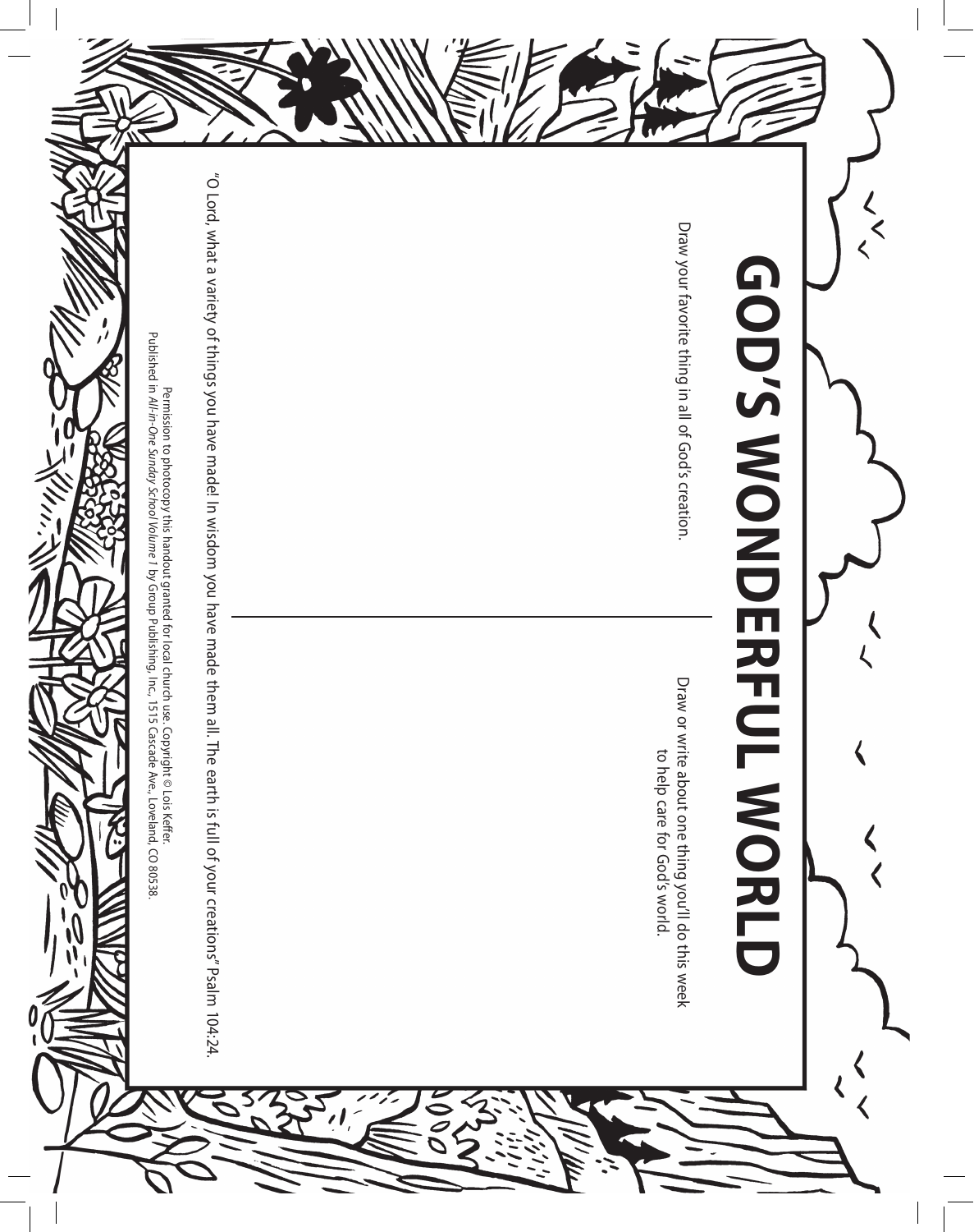# GOD'S WONDERFUL WORLD

Draw your favorite thing in all of God's creation.

Draw or write about one thing you'll do this week to help care for God's world.

"O Lord, what a variety of things you have made! In wisdom you have made them all. The earth is full of your creations" Psalm 104:24.

Permission to photocopy this handout granted for local church use. Copyright © Lois Keffer.
Published in *All-in-One Sunday School Volume 1* by Group Publishing, Inc., 1515 Cascade Ave., Loveland, CO 80538.